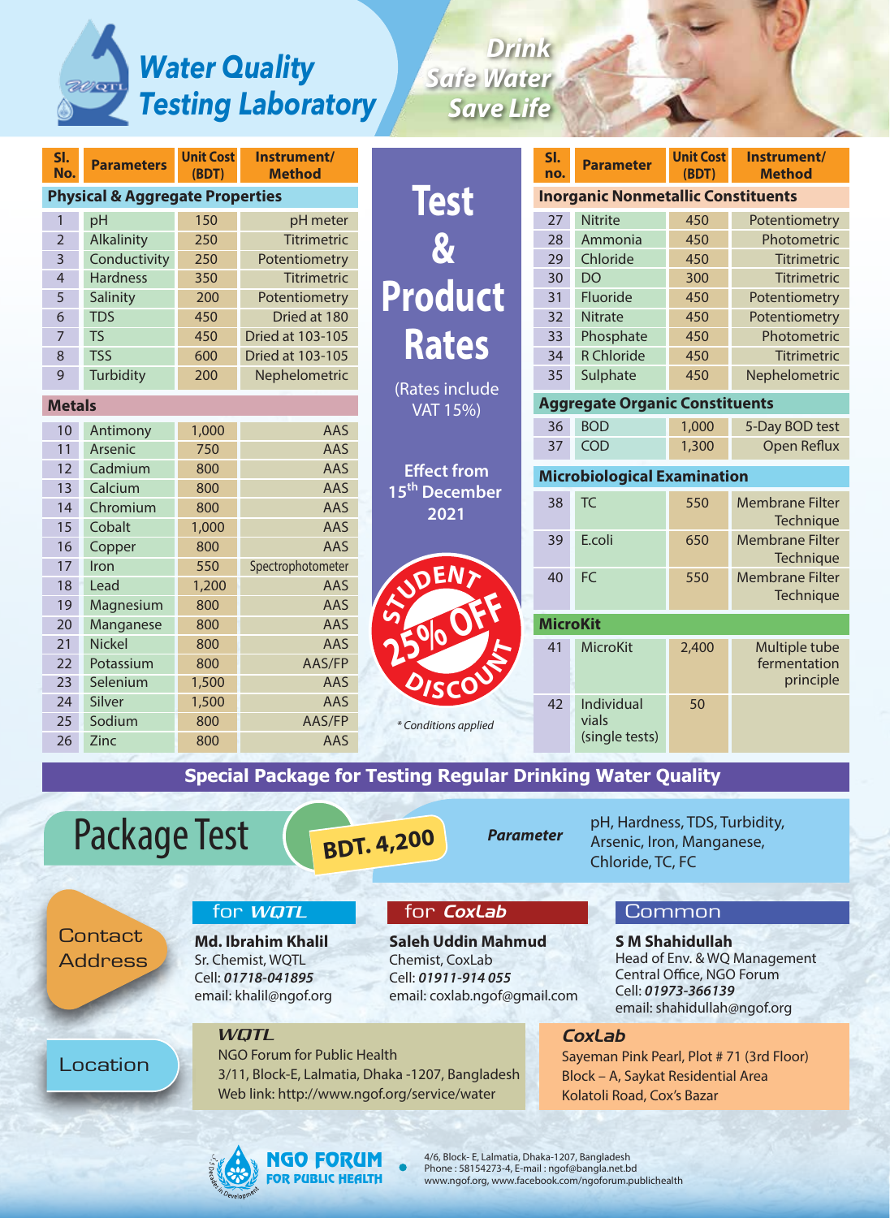# Water Quality Testing Laboratory

*Drink Safe Water Save Life*

| Sl. No. | Parameters | Unit Cost (BDT) | Instrument/ Method |
|---|---|---|---|
| **Physical & Aggregate Properties** | | | |
| 1 | pH | 150 | pH meter |
| 2 | Alkalinity | 250 | Titrimetric |
| 3 | Conductivity | 250 | Potentiometry |
| 4 | Hardness | 350 | Titrimetric |
| 5 | Salinity | 200 | Potentiometry |
| 6 | TDS | 450 | Dried at 180 |
| 7 | TS | 450 | Dried at 103-105 |
| 8 | TSS | 600 | Dried at 103-105 |
| 9 | Turbidity | 200 | Nephelometric |
| **Metals** | | | |
| 10 | Antimony | 1,000 | AAS |
| 11 | Arsenic | 750 | AAS |
| 12 | Cadmium | 800 | AAS |
| 13 | Calcium | 800 | AAS |
| 14 | Chromium | 800 | AAS |
| 15 | Cobalt | 1,000 | AAS |
| 16 | Copper | 800 | AAS |
| 17 | Iron | 550 | Spectrophotometer |
| 18 | Lead | 1,200 | AAS |
| 19 | Magnesium | 800 | AAS |
| 20 | Manganese | 800 | AAS |
| 21 | Nickel | 800 | AAS |
| 22 | Potassium | 800 | AAS/FP |
| 23 | Selenium | 1,500 | AAS |
| 24 | Silver | 1,500 | AAS |
| 25 | Sodium | 800 | AAS/FP |
| 26 | Zinc | 800 | AAS |

## Test & Product Rates

(Rates include VAT 15%)

**Effect from 15th December 2021**

STUDENT 25% OFF DISCOUNT

*\* Conditions applied*

| Sl. no. | Parameter | Unit Cost (BDT) | Instrument/ Method |
|---|---|---|---|
| **Inorganic Nonmetallic Constituents** | | | |
| 27 | Nitrite | 450 | Potentiometry |
| 28 | Ammonia | 450 | Photometric |
| 29 | Chloride | 450 | Titrimetric |
| 30 | DO | 300 | Titrimetric |
| 31 | Fluoride | 450 | Potentiometry |
| 32 | Nitrate | 450 | Potentiometry |
| 33 | Phosphate | 450 | Photometric |
| 34 | R Chloride | 450 | Titrimetric |
| 35 | Sulphate | 450 | Nephelometric |
| **Aggregate Organic Constituents** | | | |
| 36 | BOD | 1,000 | 5-Day BOD test |
| 37 | COD | 1,300 | Open Reflux |
| **Microbiological Examination** | | | |
| 38 | TC | 550 | Membrane Filter Technique |
| 39 | E.coli | 650 | Membrane Filter Technique |
| 40 | FC | 550 | Membrane Filter Technique |
| **MicroKit** | | | |
| 41 | MicroKit | 2,400 | Multiple tube fermentation principle |
| 42 | Individual vials (single tests) | 50 | |

## Special Package for Testing Regular Drinking Water Quality

**Package Test** — **BDT. 4,200**

***Parameter***: pH, Hardness, TDS, Turbidity, Arsenic, Iron, Manganese, Chloride, TC, FC

## Contact Address

**for WQTL**

**Md. Ibrahim Khalil**
Sr. Chemist, WQTL
Cell: ***01718-041895***
email: khalil@ngof.org

**for CoxLab**

**Saleh Uddin Mahmud**
Chemist, CoxLab
Cell: ***01911-914 055***
email: coxlab.ngof@gmail.com

**Common**

**S M Shahidullah**
Head of Env. & WQ Management
Central Office, NGO Forum
Cell: ***01973-366139***
email: shahidullah@ngof.org

## Location

***WQTL***
NGO Forum for Public Health
3/11, Block-E, Lalmatia, Dhaka -1207, Bangladesh
Web link: http://www.ngof.org/service/water

***CoxLab***
Sayeman Pink Pearl, Plot # 71 (3rd Floor)
Block – A, Saykat Residential Area
Kolatoli Road, Cox's Bazar

**NGO FORUM FOR PUBLIC HEALTH**

4/6, Block- E, Lalmatia, Dhaka-1207, Bangladesh
Phone : 58154273-4, E-mail : ngof@bangla.net.bd
www.ngof.org, www.facebook.com/ngoforum.publichealth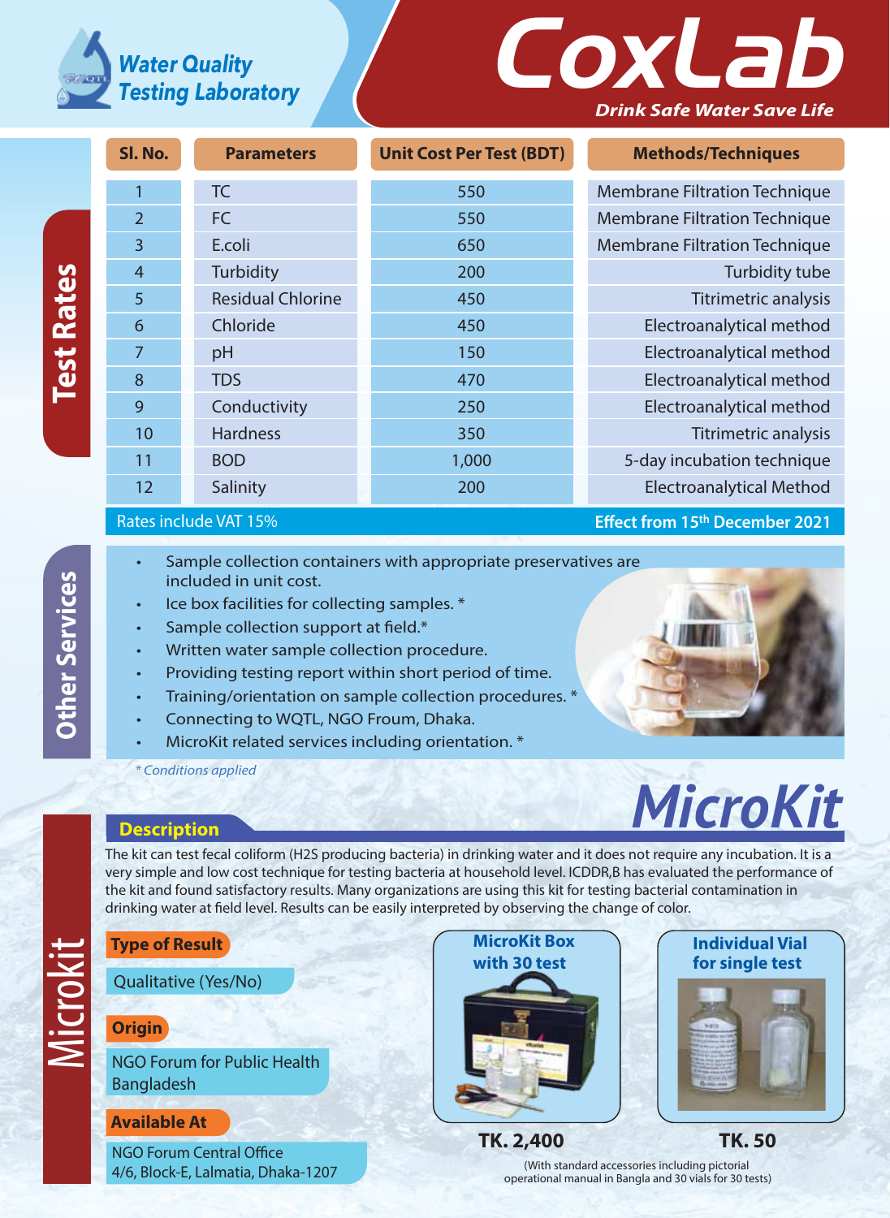Water Quality Testing Laboratory

# CoxLab

*Drink Safe Water Save Life*

## Test Rates

| Sl. No. | Parameters | Unit Cost Per Test (BDT) | Methods/Techniques |
|---|---|---|---|
| 1 | TC | 550 | Membrane Filtration Technique |
| 2 | FC | 550 | Membrane Filtration Technique |
| 3 | E.coli | 650 | Membrane Filtration Technique |
| 4 | Turbidity | 200 | Turbidity tube |
| 5 | Residual Chlorine | 450 | Titrimetric analysis |
| 6 | Chloride | 450 | Electroanalytical method |
| 7 | pH | 150 | Electroanalytical method |
| 8 | TDS | 470 | Electroanalytical method |
| 9 | Conductivity | 250 | Electroanalytical method |
| 10 | Hardness | 350 | Titrimetric analysis |
| 11 | BOD | 1,000 | 5-day incubation technique |
| 12 | Salinity | 200 | Electroanalytical Method |

Rates include VAT 15%

**Effect from 15th December 2021**

## Other Services

- Sample collection containers with appropriate preservatives are included in unit cost.
- Ice box facilities for collecting samples. *
- Sample collection support at field.*
- Written water sample collection procedure.
- Providing testing report within short period of time.
- Training/orientation on sample collection procedures. *
- Connecting to WQTL, NGO Froum, Dhaka.
- MicroKit related services including orientation. *

*\* Conditions applied*

## Microkit

# MicroKit

### Description

The kit can test fecal coliform (H2S producing bacteria) in drinking water and it does not require any incubation. It is a very simple and low cost technique for testing bacteria at household level. ICDDR,B has evaluated the performance of the kit and found satisfactory results. Many organizations are using this kit for testing bacterial contamination in drinking water at field level. Results can be easily interpreted by observing the change of color.

**Type of Result**

Qualitative (Yes/No)

**Origin**

NGO Forum for Public Health Bangladesh

**Available At**

NGO Forum Central Office
4/6, Block-E, Lalmatia, Dhaka-1207

**MicroKit Box with 30 test**

**TK. 2,400**

(With standard accessories including pictorial operational manual in Bangla and 30 vials for 30 tests)

**Individual Vial for single test**

**TK. 50**